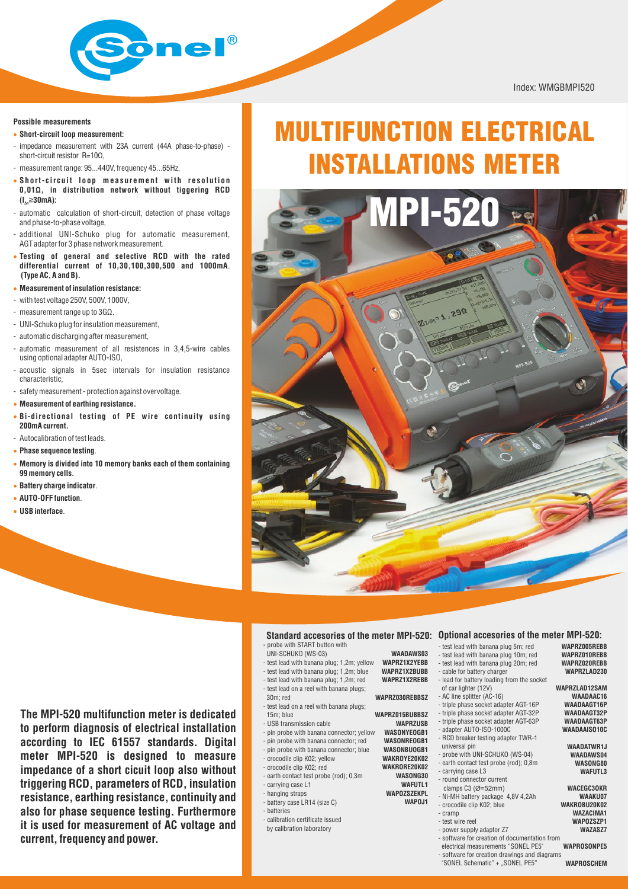Index: WMGBMPI520

# MULTIFUNCTION ELECTRICAL INSTALLATIONS METER

# MPI-520

## Possible measurements

- **Short-circuit loop measurement:**
- impedance measurement with 23A current (44A phase-to-phase) - short-circuit resistor R=10Ω,
- measurement range: 95...440V, frequency 45...65Hz,
- **Short-circuit loop measurement with resolution 0,01Ω, in distribution network without tiggering RCD ($I_{\Delta n}$≥30mA):**
- automatic calculation of short-circuit, detection of phase voltage and phase-to-phase voltage,
- additional UNI-Schuko plug for automatic measurement, AGT adapter for 3 phase network measurement.
- **Testing of general and selective RCD with the rated differential current of 10,30,100,300,500 and 1000mA. (Type AC, A and B).**
- **Measurement of insulation resistance:**
- with test voltage 250V, 500V, 1000V,
- measurement range up to 3GΩ,
- UNI-Schuko plug for insulation measurement,
- automatic discharging after measurement,
- automatic measurement of all resistences in 3,4,5-wire cables using optional adapter AUTO-ISO,
- acoustic signals in 5sec intervals for insulation resistance characteristic,
- safety measurement - protection against overvoltage.
- **Measurement of earthing resistance.**
- **Bi-directional testing of PE wire continuity using 200mA current.**
- Autocalibration of test leads.
- **Phase sequence testing**.
- **Memory is divided into 10 memory banks each of them containing 99 memory cells.**
- **Battery charge indicator**.
- **AUTO-OFF function**.
- **USB interface**.

**The MPI-520 multifunction meter is dedicated to perform diagnosis of electrical installation according to IEC 61557 standards. Digital meter MPI-520 is designed to measure impedance of a short cicuit loop also without triggering RCD, parameters of RCD, insulation resistance, earthing resistance, continuity and also for phase sequence testing. Furthermore it is used for measurement of AC voltage and current, frequency and power.**

## Standard accesories of the meter MPI-520:

| | |
|---|---|
| - probe with START button with UNI-SCHUKO (WS-03) | WAADAWS03 |
| - test lead with banana plug; 1,2m; yellow | WAPRZ1X2YEBB |
| - test lead with banana plug; 1,2m; blue | WAPRZ1X2BUBB |
| - test lead with banana plug; 1,2m; red | WAPRZ1X2REBB |
| - test lead on a reel with banana plugs; 30m; red | WAPRZ030REBBSZ |
| - test lead on a reel with banana plugs; 15m; blue | WAPRZ015BUBBSZ |
| - USB transmission cable | WAPRZUSB |
| - pin probe with banana connector; yellow | WASONYEOGB1 |
| - pin probe with banana connector; red | WASONREOGB1 |
| - pin probe with banana connector; blue | WASONBUOGB1 |
| - crocodile clip K02; yellow | WAKROYE20K02 |
| - crocodile clip K02; red | WAKRORE20K02 |
| - earth contact test probe (rod); 0,3m | WASONG30 |
| - carrying case L1 | WAFUTL1 |
| - hanging straps | WAPOZSZEKPL |
| - battery case LR14 (size C) | WAPOJ1 |
| - batteries | |
| - calibration certificate issued by calibration laboratory | |

## Optional accesories of the meter MPI-520:

| | |
|---|---|
| - test lead with banana plug 5m; red | WAPRZ005REBB |
| - test lead with banana plug 10m; red | WAPRZ010REBB |
| - test lead with banana plug 20m; red | WAPRZ020REBB |
| - cable for battery charger | WAPRZLAD230 |
| - lead for battery loading from the socket of car lighter (12V) | WAPRZLAD12SAM |
| - AC line splitter (AC-16) | WAADAAC16 |
| - triple phase socket adapter AGT-16P | WAADAAGT16P |
| - triple phase socket adapter AGT-32P | WAADAAGT32P |
| - triple phase socket adapter AGT-63P | WAADAAGT63P |
| - adapter AUTO-ISO-1000C | WAADAAISO10C |
| - RCD breaker testing adapter TWR-1 universal pin | WAADATWR1J |
| - probe with UNI-SCHUKO (WS-04) | WAADAWS04 |
| - earth contact test probe (rod); 0,8m | WASONG80 |
| - carrying case L3 | WAFUTL3 |
| - round connector current clamps C3 (Ø=52mm) | WACEGC3OKR |
| - Ni-MH battery package 4,8V 4,2Ah | WAAKU07 |
| - crocodile clip K02; blue | WAKROBU20K02 |
| - cramp | WAZACIMA1 |
| - test wire reel | WAPOZSZP1 |
| - power supply adaptor Z7 | WAZASZ7 |
| - software for creation of documentation from electrical measurements "SONEL PE5" | WAPROSONPE5 |
| - software for creation drawings and diagrams "SONEL Schematic" + „SONEL PE5" | WAPROSCHEM |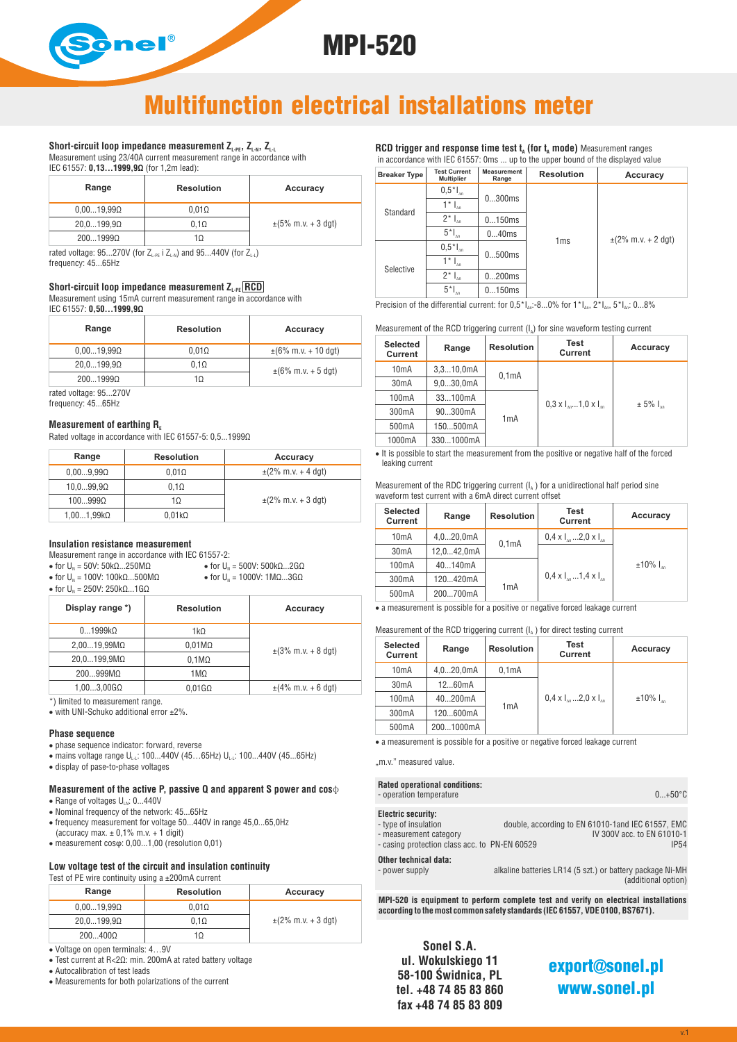# MPI-520

# Multifunction electrical installations meter

### Short-circuit loop impedance measurement $Z_{L-PE}$, $Z_{L-N}$, $Z_{L-L}$

Measurement using 23/40A current measurement range in accordance with IEC 61557: **0,13…1999,9Ω** (for 1,2m lead):

| Range | Resolution | Accuracy |
|---|---|---|
| 0,00...19,99Ω | 0,01Ω | ±(5% m.v. + 3 dgt) |
| 20,0...199,9Ω | 0,1Ω | |
| 200...1999Ω | 1Ω | |

rated voltage: 95...270V (for $Z_{L-PE}$ i $Z_{L-N}$) and 95...440V (for $Z_{L-L}$)
frequency: 45...65Hz

### Short-circuit loop impedance measurement $Z_{L-PE}$ RCD

Measurement using 15mA current measurement range in accordance with IEC 61557: **0,50…1999,9Ω**

| Range | Resolution | Accuracy |
|---|---|---|
| 0,00...19,99Ω | 0,01Ω | ±(6% m.v. + 10 dgt) |
| 20,0...199,9Ω | 0,1Ω | ±(6% m.v. + 5 dgt) |
| 200...1999Ω | 1Ω | |

rated voltage: 95...270V
frequency: 45...65Hz

### Measurement of earthing $R_E$

Rated voltage in accordance with IEC 61557-5: 0,5...1999Ω

| Range | Resolution | Accuracy |
|---|---|---|
| 0,00...9,99Ω | 0,01Ω | ±(2% m.v. + 4 dgt) |
| 10,0...99,9Ω | 0,1Ω | ±(2% m.v. + 3 dgt) |
| 100...999Ω | 1Ω | |
| 1,00...1,99kΩ | 0,01kΩ | |

### Insulation resistance measurement

Measurement range in accordance with IEC 61557-2:

- for $U_N$ = 50V: 50kΩ...250MΩ
- for $U_N$ = 100V: 100kΩ...500MΩ
- for $U_N$ = 250V: 250kΩ...1GΩ
- for $U_N$ = 500V: 500kΩ...2GΩ
- for $U_N$ = 1000V: 1MΩ...3GΩ

| Display range *) | Resolution | Accuracy |
|---|---|---|
| 0...1999kΩ | 1kΩ | ±(3% m.v. + 8 dgt) |
| 2,00...19,99MΩ | 0,01MΩ | |
| 20,0...199,9MΩ | 0,1MΩ | |
| 200...999MΩ | 1MΩ | |
| 1,00...3,00GΩ | 0,01GΩ | ±(4% m.v. + 6 dgt) |

*) limited to measurement range.

- with UNI-Schuko additional error ±2%.

### Phase sequence

- phase sequence indicator: forward, reverse
- mains voltage range $U_{L-L}$: 100...440V (45…65Hz) $U_{L-L}$: 100...440V (45...65Hz)
- display of pase-to-phase voltages

### Measurement of the active P, passive Q and apparent S power and cosφ

- Range of voltages $U_{LN}$: 0...440V
- Nominal frequency of the network: 45...65Hz
- frequency measurement for voltage 50...440V in range 45,0...65,0Hz (accuracy max. ± 0,1% m.v. + 1 digit)
- measurement cosφ: 0,00...1,00 (resolution 0,01)

### Low voltage test of the circuit and insulation continuity

Test of PE wire continuity using a ±200mA current

| Range | Resolution | Accuracy |
|---|---|---|
| 0,00...19,99Ω | 0,01Ω | ±(2% m.v. + 3 dgt) |
| 20,0...199,9Ω | 0,1Ω | |
| 200...400Ω | 1Ω | |

- Voltage on open terminals: 4…9V
- Test current at R<2Ω: min. 200mA at rated battery voltage
- Autocalibration of test leads
- Measurements for both polarizations of the current

### RCD trigger and response time test $t_A$ (for $t_A$ mode)

Measurement ranges in accordance with IEC 61557: 0ms ... up to the upper bound of the displayed value

| Breaker Type | Test Current Multiplier | Measurement Range | Resolution | Accuracy |
|---|---|---|---|---|
| Standard | $0,5*I_{\Delta n}$ | 0...300ms | 1ms | ±(2% m.v. + 2 dgt) |
| | $1*I_{\Delta n}$ | | | |
| | $2*I_{\Delta n}$ | 0...150ms | | |
| | $5*I_{\Delta n}$ | 0...40ms | | |
| Selective | $0,5*I_{\Delta n}$ | 0...500ms | | |
| | $1*I_{\Delta n}$ | | | |
| | $2*I_{\Delta n}$ | 0...200ms | | |
| | $5*I_{\Delta n}$ | 0...150ms | | |

Precision of the differential current: for $0,5*I_{\Delta n}$:-8...0% for $1*I_{\Delta n}$, $2*I_{\Delta n}$, $5*I_{\Delta n}$: 0...8%

Measurement of the RCD triggering current ($I_A$) for sine waveform testing current

| Selected Current | Range | Resolution | Test Current | Accuracy |
|---|---|---|---|---|
| 10mA | 3,3...10,0mA | 0,1mA | $0,3 \times I_{\Delta n}$...$1,0 \times I_{\Delta n}$ | ± 5% $I_{\Delta n}$ |
| 30mA | 9,0...30,0mA | | | |
| 100mA | 33...100mA | 1mA | | |
| 300mA | 90...300mA | | | |
| 500mA | 150...500mA | | | |
| 1000mA | 330...1000mA | | | |

- It is possible to start the measurement from the positive or negative half of the forced leaking current

Measurement of the RDC triggering current ($I_A$) for a unidirectional half period sine waveform test current with a 6mA direct current offset

| Selected Current | Range | Resolution | Test Current | Accuracy |
|---|---|---|---|---|
| 10mA | 4,0...20,0mA | 0,1mA | $0,4 \times I_{\Delta n}$...$2,0 \times I_{\Delta n}$ | ±10% $I_{\Delta n}$ |
| 30mA | 12,0...42,0mA | | $0,4 \times I_{\Delta n}$...$1,4 \times I_{\Delta n}$ | |
| 100mA | 40...140mA | 1mA | | |
| 300mA | 120...420mA | | | |
| 500mA | 200...700mA | | | |

- a measurement is possible for a positive or negative forced leakage current

Measurement of the RCD triggering current ($I_A$) for direct testing current

| Selected Current | Range | Resolution | Test Current | Accuracy |
|---|---|---|---|---|
| 10mA | 4,0...20,0mA | 0,1mA | $0,4 \times I_{\Delta n}$...$2,0 \times I_{\Delta n}$ | ±10% $I_{\Delta n}$ |
| 30mA | 12...60mA | 1mA | | |
| 100mA | 40...200mA | | | |
| 300mA | 120...600mA | | | |
| 500mA | 200...1000mA | | | |

- a measurement is possible for a positive or negative forced leakage current

„m.v." measured value.

**Rated operational conditions:**
- operation temperature: 0...+50°C

**Electric security:**
- type of insulation: double, according to EN 61010-1and IEC 61557, EMC
- measurement category: IV 300V acc. to EN 61010-1
- casing protection class acc. to PN-EN 60529: IP54

**Other technical data:**
- power supply: alkaline batteries LR14 (5 szt.) or battery package Ni-MH (additional option)

**MPI-520 is equipment to perform complete test and verify on electrical installations according to the most common safety standards (IEC 61557, VDE 0100, BS7671).**

**Sonel S.A.**
**ul. Wokulskiego 11**
**58-100 Świdnica, PL**
**tel. +48 74 85 83 860**
**fax +48 74 85 83 809**

**export@sonel.pl**
**www.sonel.pl**